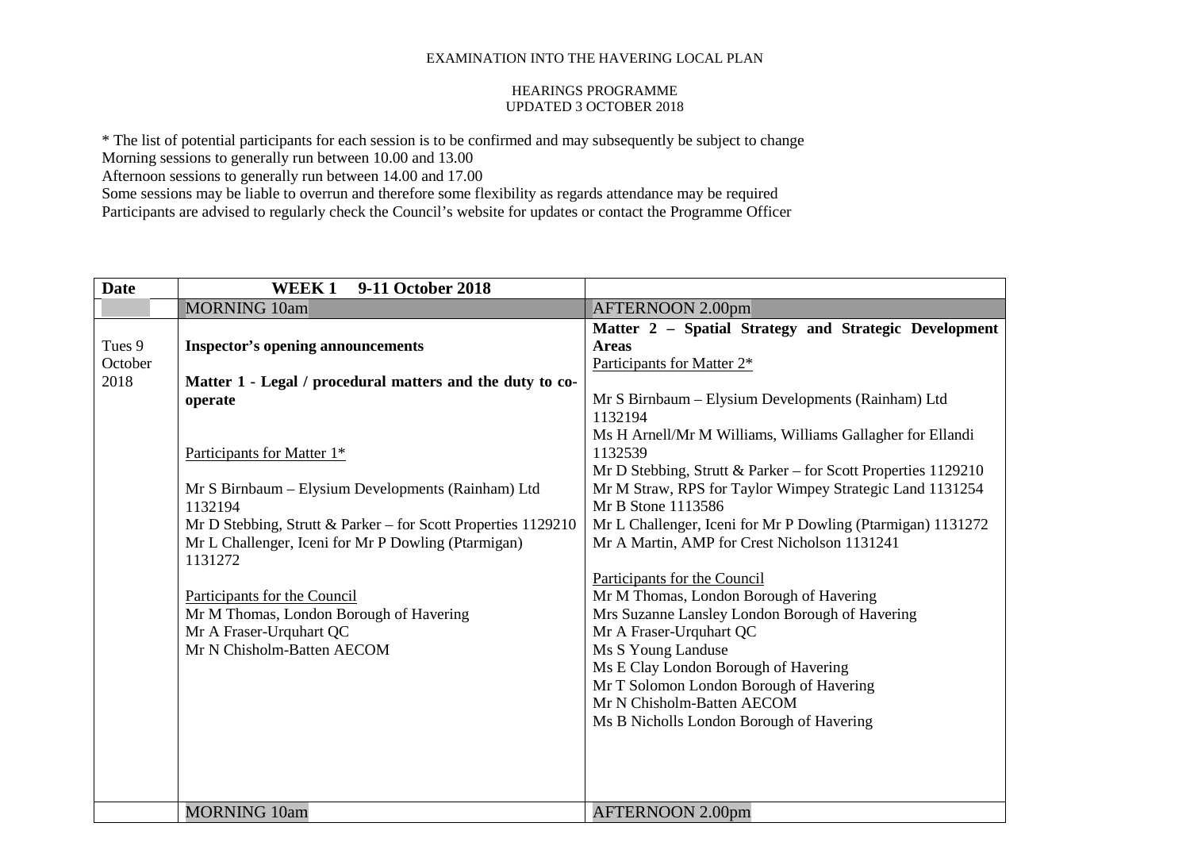EXAMINATION INTO THE HAVERING LOCAL PLAN

HEARINGS PROGRAMME
UPDATED 3 OCTOBER 2018

* The list of potential participants for each session is to be confirmed and may subsequently be subject to change
Morning sessions to generally run between 10.00 and 13.00
Afternoon sessions to generally run between 14.00 and 17.00
Some sessions may be liable to overrun and therefore some flexibility as regards attendance may be required
Participants are advised to regularly check the Council's website for updates or contact the Programme Officer

| **Date** | **WEEK 1 9-11 October 2018** | |
|---|---|---|
| | MORNING 10am | AFTERNOON 2.00pm |
| Tues 9 October 2018 | **Inspector's opening announcements**<br><br>**Matter 1 - Legal / procedural matters and the duty to co-operate**<br><br>Participants for Matter 1*<br><br>Mr S Birnbaum – Elysium Developments (Rainham) Ltd 1132194<br>Mr D Stebbing, Strutt & Parker – for Scott Properties 1129210<br>Mr L Challenger, Iceni for Mr P Dowling (Ptarmigan) 1131272<br><br>Participants for the Council<br>Mr M Thomas, London Borough of Havering<br>Mr A Fraser-Urquhart QC<br>Mr N Chisholm-Batten AECOM | **Matter 2 – Spatial Strategy and Strategic Development Areas**<br>Participants for Matter 2*<br><br>Mr S Birnbaum – Elysium Developments (Rainham) Ltd 1132194<br>Ms H Arnell/Mr M Williams, Williams Gallagher for Ellandi 1132539<br>Mr D Stebbing, Strutt & Parker – for Scott Properties 1129210<br>Mr M Straw, RPS for Taylor Wimpey Strategic Land 1131254<br>Mr B Stone 1113586<br>Mr L Challenger, Iceni for Mr P Dowling (Ptarmigan) 1131272<br>Mr A Martin, AMP for Crest Nicholson 1131241<br><br>Participants for the Council<br>Mr M Thomas, London Borough of Havering<br>Mrs Suzanne Lansley London Borough of Havering<br>Mr A Fraser-Urquhart QC<br>Ms S Young Landuse<br>Ms E Clay London Borough of Havering<br>Mr T Solomon London Borough of Havering<br>Mr N Chisholm-Batten AECOM<br>Ms B Nicholls London Borough of Havering |
| | MORNING 10am | AFTERNOON 2.00pm |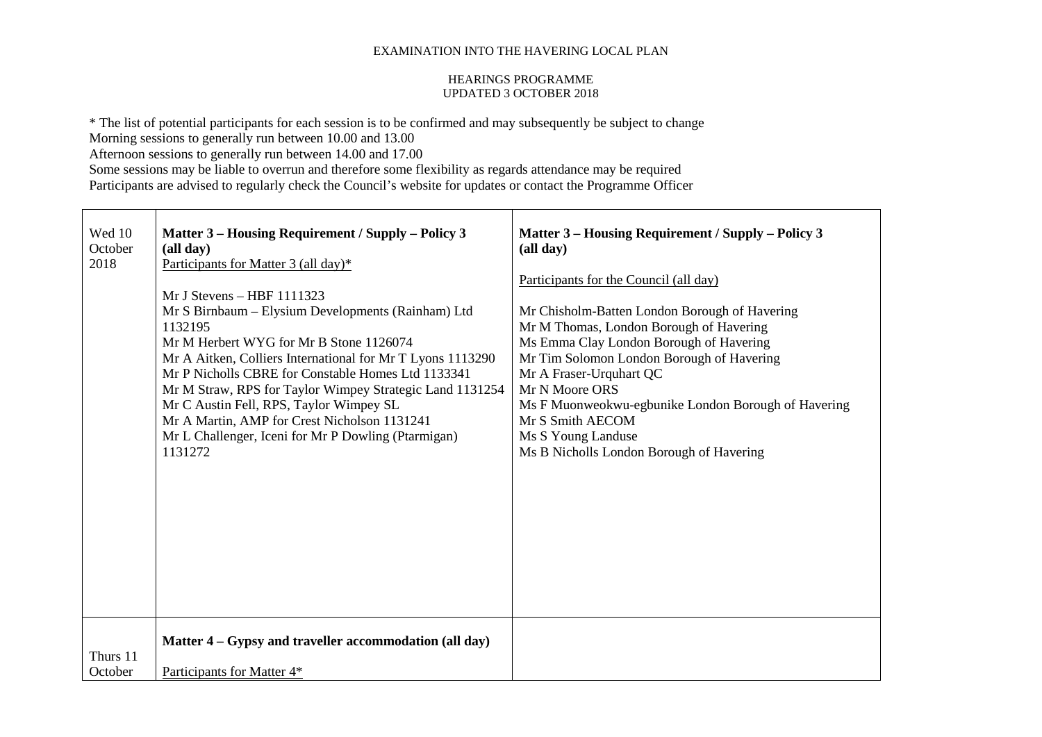EXAMINATION INTO THE HAVERING LOCAL PLAN

HEARINGS PROGRAMME
UPDATED 3 OCTOBER 2018

* The list of potential participants for each session is to be confirmed and may subsequently be subject to change
Morning sessions to generally run between 10.00 and 13.00
Afternoon sessions to generally run between 14.00 and 17.00
Some sessions may be liable to overrun and therefore some flexibility as regards attendance may be required
Participants are advised to regularly check the Council's website for updates or contact the Programme Officer

| | | |
|---|---|---|
| Wed 10 October 2018 | **Matter 3 – Housing Requirement / Supply – Policy 3 (all day)**<br>Participants for Matter 3 (all day)*<br><br>Mr J Stevens – HBF 1111323<br>Mr S Birnbaum – Elysium Developments (Rainham) Ltd 1132195<br>Mr M Herbert WYG for Mr B Stone 1126074<br>Mr A Aitken, Colliers International for Mr T Lyons 1113290<br>Mr P Nicholls CBRE for Constable Homes Ltd 1133341<br>Mr M Straw, RPS for Taylor Wimpey Strategic Land 1131254<br>Mr C Austin Fell, RPS, Taylor Wimpey SL<br>Mr A Martin, AMP for Crest Nicholson 1131241<br>Mr L Challenger, Iceni for Mr P Dowling (Ptarmigan) 1131272 | **Matter 3 – Housing Requirement / Supply – Policy 3 (all day)**<br><br>Participants for the Council (all day)<br><br>Mr Chisholm-Batten London Borough of Havering<br>Mr M Thomas, London Borough of Havering<br>Ms Emma Clay London Borough of Havering<br>Mr Tim Solomon London Borough of Havering<br>Mr A Fraser-Urquhart QC<br>Mr N Moore ORS<br>Ms F Muonweokwu-egbunike London Borough of Havering<br>Mr S Smith AECOM<br>Ms S Young Landuse<br>Ms B Nicholls London Borough of Havering |
| Thurs 11 October | **Matter 4 – Gypsy and traveller accommodation (all day)**<br><br>Participants for Matter 4* | |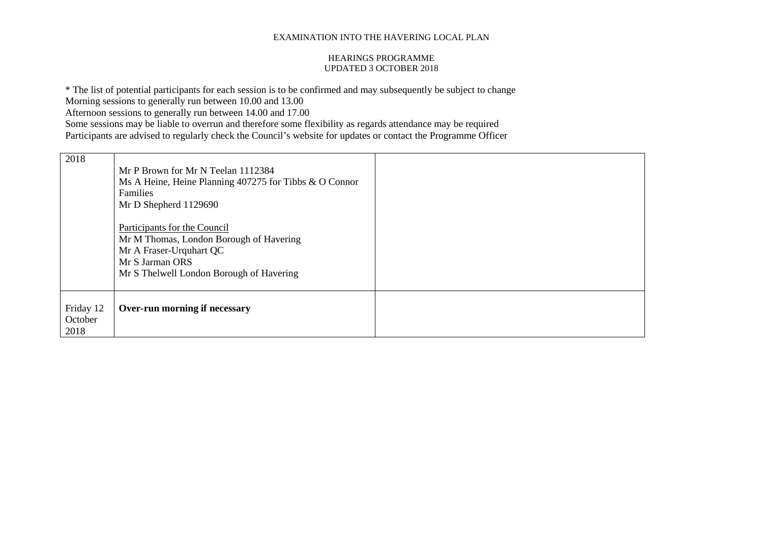EXAMINATION INTO THE HAVERING LOCAL PLAN

HEARINGS PROGRAMME
UPDATED 3 OCTOBER 2018

* The list of potential participants for each session is to be confirmed and may subsequently be subject to change
Morning sessions to generally run between 10.00 and 13.00
Afternoon sessions to generally run between 14.00 and 17.00
Some sessions may be liable to overrun and therefore some flexibility as regards attendance may be required
Participants are advised to regularly check the Council's website for updates or contact the Programme Officer

| | | |
|---|---|---|
| 2018 | Mr P Brown for Mr N Teelan 1112384<br>Ms A Heine, Heine Planning 407275 for Tibbs & O Connor Families<br>Mr D Shepherd 1129690<br><br>Participants for the Council<br>Mr M Thomas, London Borough of Havering<br>Mr A Fraser-Urquhart QC<br>Mr S Jarman ORS<br>Mr S Thelwell London Borough of Havering | |
| Friday 12 October 2018 | **Over-run morning if necessary** | |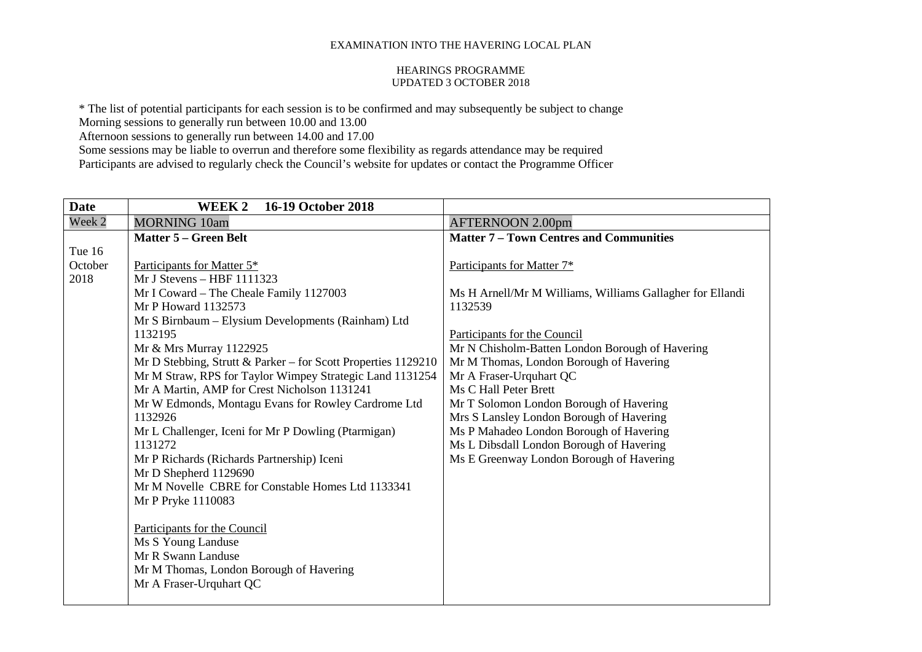EXAMINATION INTO THE HAVERING LOCAL PLAN

HEARINGS PROGRAMME
UPDATED 3 OCTOBER 2018

\* The list of potential participants for each session is to be confirmed and may subsequently be subject to change
Morning sessions to generally run between 10.00 and 13.00
Afternoon sessions to generally run between 14.00 and 17.00
Some sessions may be liable to overrun and therefore some flexibility as regards attendance may be required
Participants are advised to regularly check the Council's website for updates or contact the Programme Officer

| **Date** | **WEEK 2 16-19 October 2018** | |
|---|---|---|
| Week 2 | MORNING 10am | AFTERNOON 2.00pm |
| Tue 16 October 2018 | **Matter 5 – Green Belt**<br><br>Participants for Matter 5*<br>Mr J Stevens – HBF 1111323<br>Mr I Coward – The Cheale Family 1127003<br>Mr P Howard 1132573<br>Mr S Birnbaum – Elysium Developments (Rainham) Ltd 1132195<br>Mr & Mrs Murray 1122925<br>Mr D Stebbing, Strutt & Parker – for Scott Properties 1129210<br>Mr M Straw, RPS for Taylor Wimpey Strategic Land 1131254<br>Mr A Martin, AMP for Crest Nicholson 1131241<br>Mr W Edmonds, Montagu Evans for Rowley Cardrome Ltd 1132926<br>Mr L Challenger, Iceni for Mr P Dowling (Ptarmigan) 1131272<br>Mr P Richards (Richards Partnership) Iceni<br>Mr D Shepherd 1129690<br>Mr M Novelle CBRE for Constable Homes Ltd 1133341<br>Mr P Pryke 1110083<br><br>Participants for the Council<br>Ms S Young Landuse<br>Mr R Swann Landuse<br>Mr M Thomas, London Borough of Havering<br>Mr A Fraser-Urquhart QC | **Matter 7 – Town Centres and Communities**<br><br>Participants for Matter 7*<br><br>Ms H Arnell/Mr M Williams, Williams Gallagher for Ellandi 1132539<br><br>Participants for the Council<br>Mr N Chisholm-Batten London Borough of Havering<br>Mr M Thomas, London Borough of Havering<br>Mr A Fraser-Urquhart QC<br>Ms C Hall Peter Brett<br>Mr T Solomon London Borough of Havering<br>Mrs S Lansley London Borough of Havering<br>Ms P Mahadeo London Borough of Havering<br>Ms L Dibsdall London Borough of Havering<br>Ms E Greenway London Borough of Havering |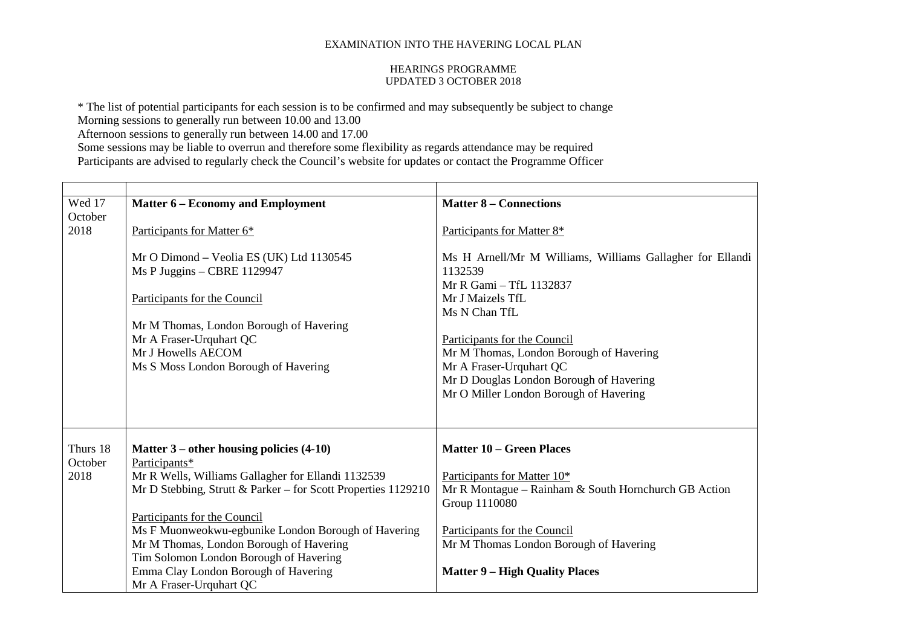EXAMINATION INTO THE HAVERING LOCAL PLAN

HEARINGS PROGRAMME
UPDATED 3 OCTOBER 2018

* The list of potential participants for each session is to be confirmed and may subsequently be subject to change
Morning sessions to generally run between 10.00 and 13.00
Afternoon sessions to generally run between 14.00 and 17.00
Some sessions may be liable to overrun and therefore some flexibility as regards attendance may be required
Participants are advised to regularly check the Council's website for updates or contact the Programme Officer

| | | |
|---|---|---|
| Wed 17 October 2018 | **Matter 6 – Economy and Employment**<br><br>Participants for Matter 6*<br><br>Mr O Dimond – Veolia ES (UK) Ltd 1130545<br>Ms P Juggins – CBRE 1129947<br><br>Participants for the Council<br><br>Mr M Thomas, London Borough of Havering<br>Mr A Fraser-Urquhart QC<br>Mr J Howells AECOM<br>Ms S Moss London Borough of Havering | **Matter 8 – Connections**<br><br>Participants for Matter 8*<br><br>Ms H Arnell/Mr M Williams, Williams Gallagher for Ellandi 1132539<br>Mr R Gami – TfL 1132837<br>Mr J Maizels TfL<br>Ms N Chan TfL<br><br>Participants for the Council<br>Mr M Thomas, London Borough of Havering<br>Mr A Fraser-Urquhart QC<br>Mr D Douglas London Borough of Havering<br>Mr O Miller London Borough of Havering |
| Thurs 18 October 2018 | **Matter 3 – other housing policies (4-10)**<br>Participants*<br>Mr R Wells, Williams Gallagher for Ellandi 1132539<br>Mr D Stebbing, Strutt & Parker – for Scott Properties 1129210<br><br>Participants for the Council<br>Ms F Muonweokwu-egbunike London Borough of Havering<br>Mr M Thomas, London Borough of Havering<br>Tim Solomon London Borough of Havering<br>Emma Clay London Borough of Havering<br>Mr A Fraser-Urquhart QC | **Matter 10 – Green Places**<br><br>Participants for Matter 10*<br>Mr R Montague – Rainham & South Hornchurch GB Action Group 1110080<br><br>Participants for the Council<br>Mr M Thomas London Borough of Havering<br><br>**Matter 9 – High Quality Places** |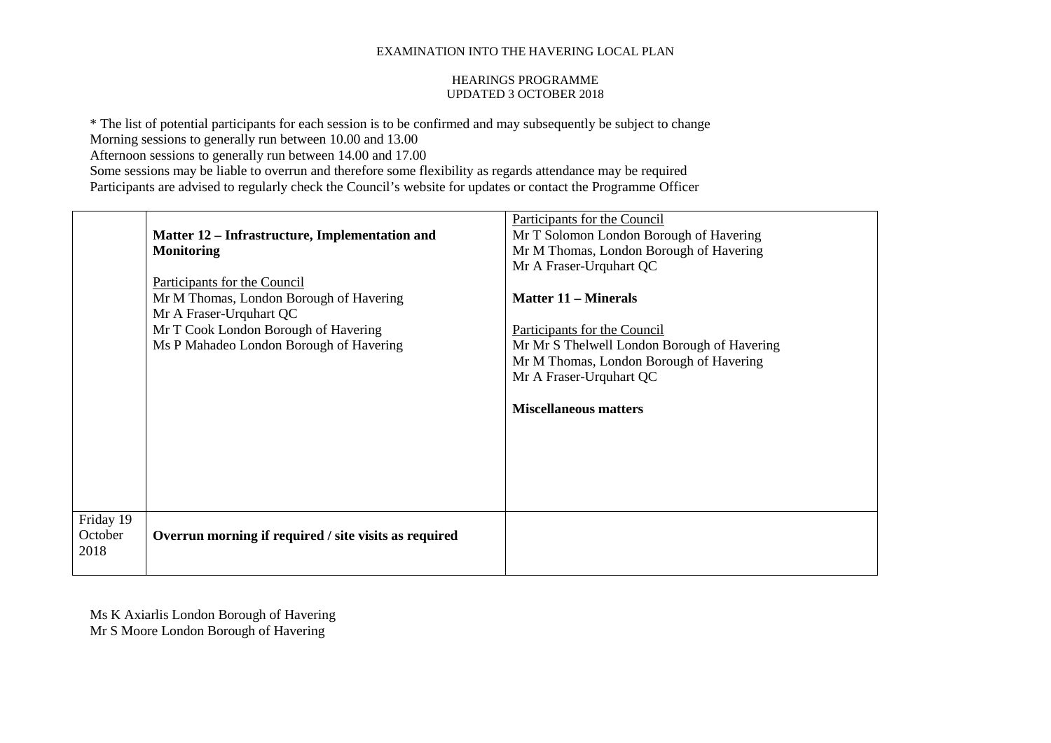EXAMINATION INTO THE HAVERING LOCAL PLAN

HEARINGS PROGRAMME
UPDATED 3 OCTOBER 2018

\* The list of potential participants for each session is to be confirmed and may subsequently be subject to change
Morning sessions to generally run between 10.00 and 13.00
Afternoon sessions to generally run between 14.00 and 17.00
Some sessions may be liable to overrun and therefore some flexibility as regards attendance may be required
Participants are advised to regularly check the Council's website for updates or contact the Programme Officer

| | | |
|---|---|---|
| | **Matter 12 – Infrastructure, Implementation and Monitoring**<br><br>Participants for the Council<br>Mr M Thomas, London Borough of Havering<br>Mr A Fraser-Urquhart QC<br>Mr T Cook London Borough of Havering<br>Ms P Mahadeo London Borough of Havering | Participants for the Council<br>Mr T Solomon London Borough of Havering<br>Mr M Thomas, London Borough of Havering<br>Mr A Fraser-Urquhart QC<br><br>**Matter 11 – Minerals**<br><br>Participants for the Council<br>Mr Mr S Thelwell London Borough of Havering<br>Mr M Thomas, London Borough of Havering<br>Mr A Fraser-Urquhart QC<br><br>**Miscellaneous matters** |
| Friday 19 October 2018 | **Overrun morning if required / site visits as required** | |

Ms K Axiarlis London Borough of Havering
Mr S Moore London Borough of Havering